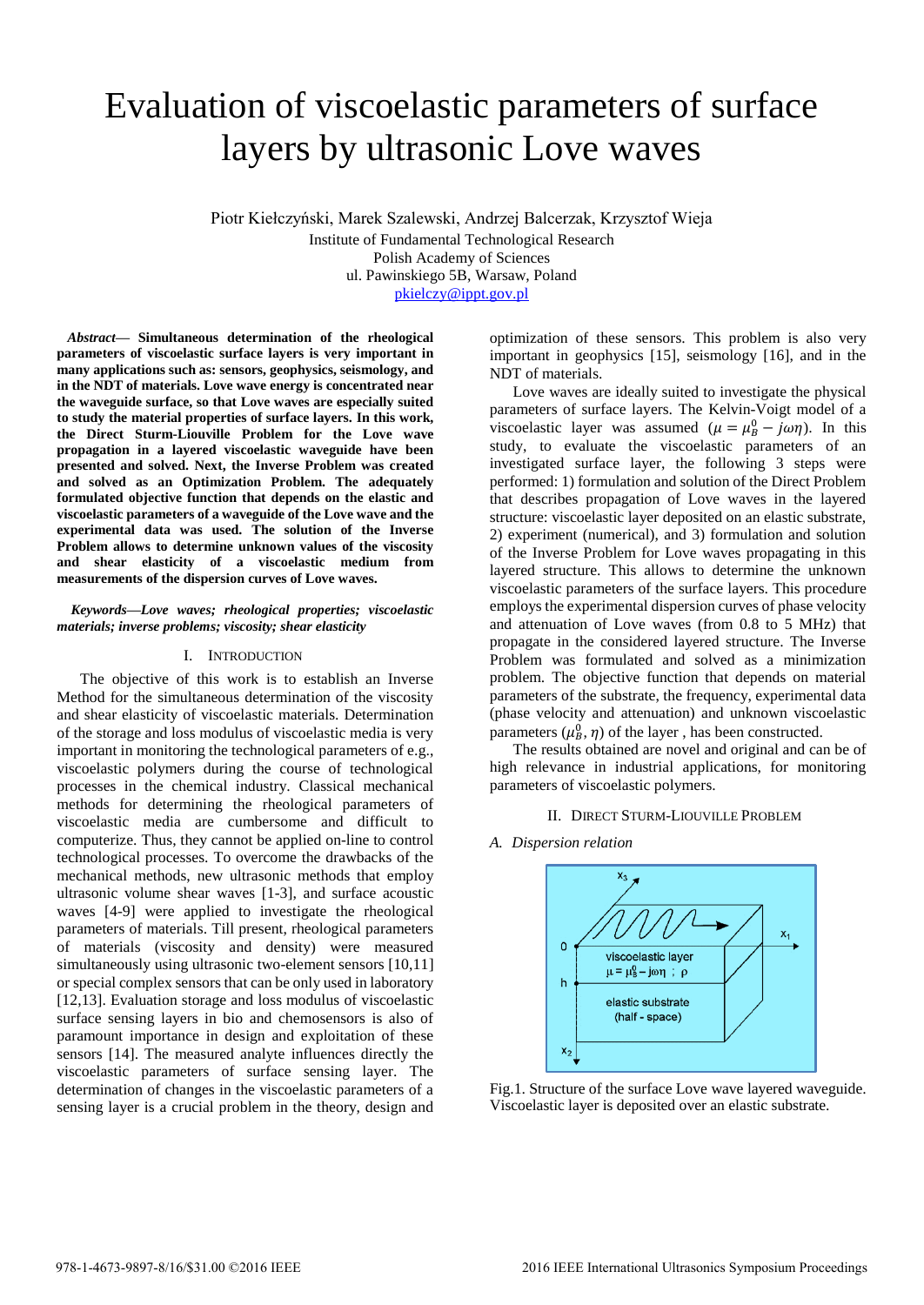# Evaluation of viscoelastic parameters of surface layers by ultrasonic Love waves

Piotr Kiełczyński, Marek Szalewski, Andrzej Balcerzak, Krzysztof Wieja
Institute of Fundamental Technological Research
Polish Academy of Sciences
ul. Pawinskiego 5B, Warsaw, Poland
pkielczy@ippt.gov.pl

***Abstract*— Simultaneous determination of the rheological parameters of viscoelastic surface layers is very important in many applications such as: sensors, geophysics, seismology, and in the NDT of materials. Love wave energy is concentrated near the waveguide surface, so that Love waves are especially suited to study the material properties of surface layers. In this work, the Direct Sturm-Liouville Problem for the Love wave propagation in a layered viscoelastic waveguide have been presented and solved. Next, the Inverse Problem was created and solved as an Optimization Problem. The adequately formulated objective function that depends on the elastic and viscoelastic parameters of a waveguide of the Love wave and the experimental data was used. The solution of the Inverse Problem allows to determine unknown values of the viscosity and shear elasticity of a viscoelastic medium from measurements of the dispersion curves of Love waves.**

***Keywords—Love waves; rheological properties; viscoelastic materials; inverse problems; viscosity; shear elasticity***

## I. Introduction

The objective of this work is to establish an Inverse Method for the simultaneous determination of the viscosity and shear elasticity of viscoelastic materials. Determination of the storage and loss modulus of viscoelastic media is very important in monitoring the technological parameters of e.g., viscoelastic polymers during the course of technological processes in the chemical industry. Classical mechanical methods for determining the rheological parameters of viscoelastic media are cumbersome and difficult to computerize. Thus, they cannot be applied on-line to control technological processes. To overcome the drawbacks of the mechanical methods, new ultrasonic methods that employ ultrasonic volume shear waves [1-3], and surface acoustic waves [4-9] were applied to investigate the rheological parameters of materials. Till present, rheological parameters of materials (viscosity and density) were measured simultaneously using ultrasonic two-element sensors [10,11] or special complex sensors that can be only used in laboratory [12,13]. Evaluation storage and loss modulus of viscoelastic surface sensing layers in bio and chemosensors is also of paramount importance in design and exploitation of these sensors [14]. The measured analyte influences directly the viscoelastic parameters of surface sensing layer. The determination of changes in the viscoelastic parameters of a sensing layer is a crucial problem in the theory, design and optimization of these sensors. This problem is also very important in geophysics [15], seismology [16], and in the NDT of materials.

Love waves are ideally suited to investigate the physical parameters of surface layers. The Kelvin-Voigt model of a viscoelastic layer was assumed ($\mu = \mu_B^0 - j\omega\eta$). In this study, to evaluate the viscoelastic parameters of an investigated surface layer, the following 3 steps were performed: 1) formulation and solution of the Direct Problem that describes propagation of Love waves in the layered structure: viscoelastic layer deposited on an elastic substrate, 2) experiment (numerical), and 3) formulation and solution of the Inverse Problem for Love waves propagating in this layered structure. This allows to determine the unknown viscoelastic parameters of the surface layers. This procedure employs the experimental dispersion curves of phase velocity and attenuation of Love waves (from 0.8 to 5 MHz) that propagate in the considered layered structure. The Inverse Problem was formulated and solved as a minimization problem. The objective function that depends on material parameters of the substrate, the frequency, experimental data (phase velocity and attenuation) and unknown viscoelastic parameters ($\mu_B^0, \eta$) of the layer , has been constructed.

The results obtained are novel and original and can be of high relevance in industrial applications, for monitoring parameters of viscoelastic polymers.

## II. Direct Sturm-Liouville Problem

### *A. Dispersion relation*

$x_3$

$x_1$

0

viscoelastic layer
$\mu = \mu_B^0 - j\omega\eta$ ; $\rho$

h

elastic substrate
(half - space)

$x_2$

Fig.1. Structure of the surface Love wave layered waveguide. Viscoelastic layer is deposited over an elastic substrate.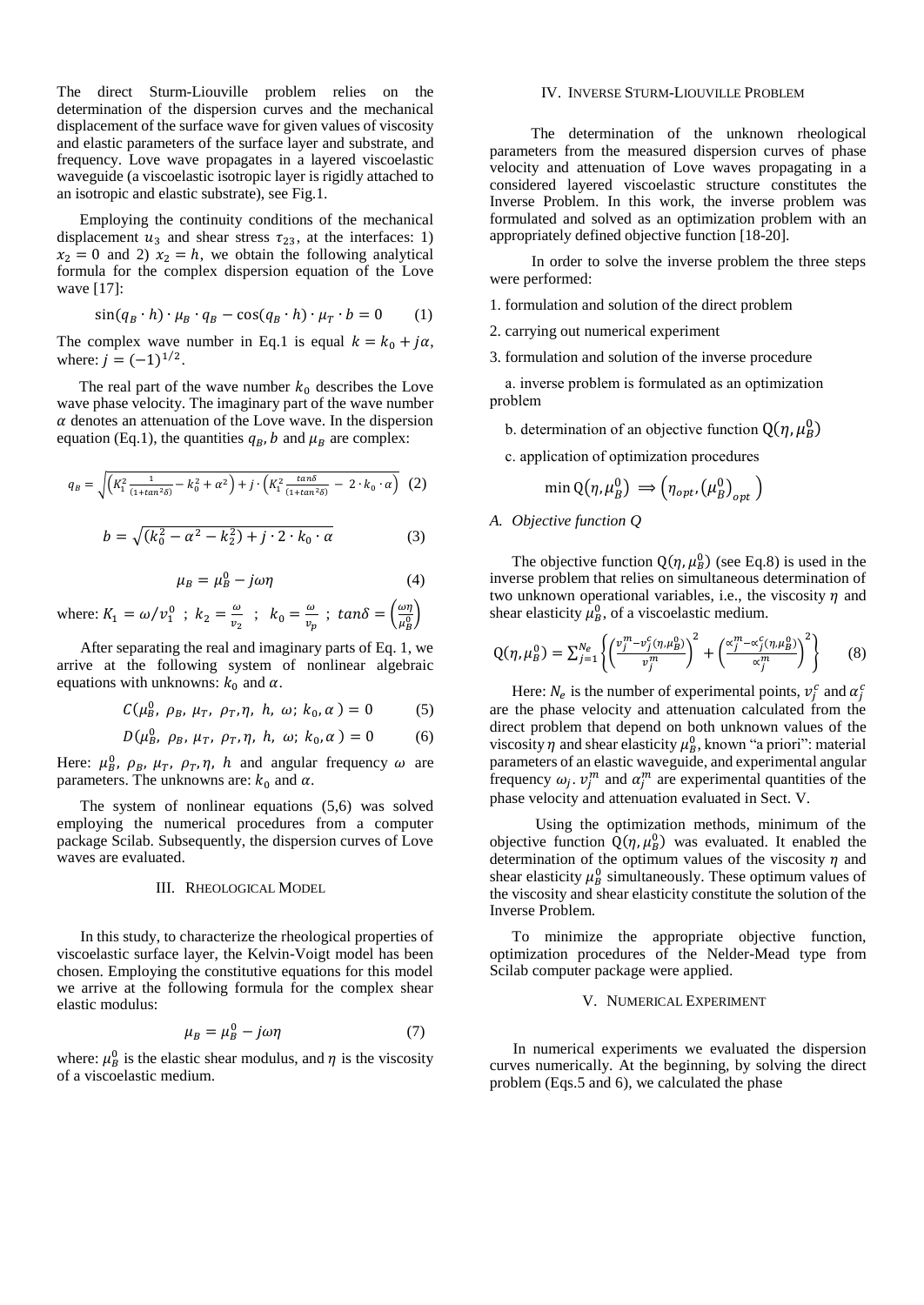The direct Sturm-Liouville problem relies on the determination of the dispersion curves and the mechanical displacement of the surface wave for given values of viscosity and elastic parameters of the surface layer and substrate, and frequency. Love wave propagates in a layered viscoelastic waveguide (a viscoelastic isotropic layer is rigidly attached to an isotropic and elastic substrate), see Fig.1.

Employing the continuity conditions of the mechanical displacement $u_3$ and shear stress $\tau_{23}$, at the interfaces: 1) $x_2 = 0$ and 2) $x_2 = h$, we obtain the following analytical formula for the complex dispersion equation of the Love wave [17]:

$$\sin(q_B \cdot h) \cdot \mu_B \cdot q_B - \cos(q_B \cdot h) \cdot \mu_T \cdot b = 0 \qquad (1)$$

The complex wave number in Eq.1 is equal $k = k_0 + j\alpha$, where: $j = (-1)^{1/2}$.

The real part of the wave number $k_0$ describes the Love wave phase velocity. The imaginary part of the wave number $\alpha$ denotes an attenuation of the Love wave. In the dispersion equation (Eq.1), the quantities $q_B$, $b$ and $\mu_B$ are complex:

$$q_B = \sqrt{\left(K_1^2 \frac{1}{(1+tan^2\delta)} - k_0^2 + \alpha^2\right) + j \cdot \left(K_1^2 \frac{tan\delta}{(1+tan^2\delta)} - 2 \cdot k_0 \cdot \alpha\right)} \quad (2)$$

$$b = \sqrt{(k_0^2 - \alpha^2 - k_2^2) + j \cdot 2 \cdot k_0 \cdot \alpha} \qquad (3)$$

$$\mu_B = \mu_B^0 - j\omega\eta \qquad (4)$$

where: $K_1 = \omega / v_1^0$ ; $k_2 = \frac{\omega}{v_2}$ ; $k_0 = \frac{\omega}{v_p}$ ; $tan\delta = \left(\frac{\omega\eta}{\mu_B^0}\right)$

After separating the real and imaginary parts of Eq. 1, we arrive at the following system of nonlinear algebraic equations with unknowns: $k_0$ and $\alpha$.

$$C(\mu_B^0,\ \rho_B,\ \mu_T,\ \rho_T, \eta,\ h,\ \omega;\ k_0, \alpha) = 0 \qquad (5)$$

$$D(\mu_B^0,\ \rho_B,\ \mu_T,\ \rho_T, \eta,\ h,\ \omega;\ k_0, \alpha) = 0 \qquad (6)$$

Here: $\mu_B^0$, $\rho_B$, $\mu_T$, $\rho_T$, $\eta$, $h$ and angular frequency $\omega$ are parameters. The unknowns are: $k_0$ and $\alpha$.

The system of nonlinear equations (5,6) was solved employing the numerical procedures from a computer package Scilab. Subsequently, the dispersion curves of Love waves are evaluated.

## III. Rheological Model

In this study, to characterize the rheological properties of viscoelastic surface layer, the Kelvin-Voigt model has been chosen. Employing the constitutive equations for this model we arrive at the following formula for the complex shear elastic modulus:

$$\mu_B = \mu_B^0 - j\omega\eta \qquad (7)$$

where: $\mu_B^0$ is the elastic shear modulus, and $\eta$ is the viscosity of a viscoelastic medium.

## IV. Inverse Sturm-Liouville Problem

The determination of the unknown rheological parameters from the measured dispersion curves of phase velocity and attenuation of Love waves propagating in a considered layered viscoelastic structure constitutes the Inverse Problem. In this work, the inverse problem was formulated and solved as an optimization problem with an appropriately defined objective function [18-20].

In order to solve the inverse problem the three steps were performed:

1. formulation and solution of the direct problem
2. carrying out numerical experiment
3. formulation and solution of the inverse procedure
   a. inverse problem is formulated as an optimization problem
   b. determination of an objective function $Q(\eta, \mu_B^0)$
   c. application of optimization procedures

$$\min Q(\eta, \mu_B^0) \implies \left(\eta_{opt}, (\mu_B^0)_{opt}\right)$$

### A. Objective function Q

The objective function $Q(\eta, \mu_B^0)$ (see Eq.8) is used in the inverse problem that relies on simultaneous determination of two unknown operational variables, i.e., the viscosity $\eta$ and shear elasticity $\mu_B^0$, of a viscoelastic medium.

$$Q(\eta, \mu_B^0) = \sum_{j=1}^{N_e} \left\{ \left( \frac{v_j^m - v_j^c(\eta, \mu_B^0)}{v_j^m} \right)^2 + \left( \frac{\alpha_j^m - \alpha_j^c(\eta, \mu_B^0)}{\alpha_j^m} \right)^2 \right\} \qquad (8)$$

Here: $N_e$ is the number of experimental points, $v_j^c$ and $\alpha_j^c$ are the phase velocity and attenuation calculated from the direct problem that depend on both unknown values of the viscosity $\eta$ and shear elasticity $\mu_B^0$, known "a priori": material parameters of an elastic waveguide, and experimental angular frequency $\omega_j$. $v_j^m$ and $\alpha_j^m$ are experimental quantities of the phase velocity and attenuation evaluated in Sect. V.

Using the optimization methods, minimum of the objective function $Q(\eta, \mu_B^0)$ was evaluated. It enabled the determination of the optimum values of the viscosity $\eta$ and shear elasticity $\mu_B^0$ simultaneously. These optimum values of the viscosity and shear elasticity constitute the solution of the Inverse Problem.

To minimize the appropriate objective function, optimization procedures of the Nelder-Mead type from Scilab computer package were applied.

## V. Numerical Experiment

In numerical experiments we evaluated the dispersion curves numerically. At the beginning, by solving the direct problem (Eqs.5 and 6), we calculated the phase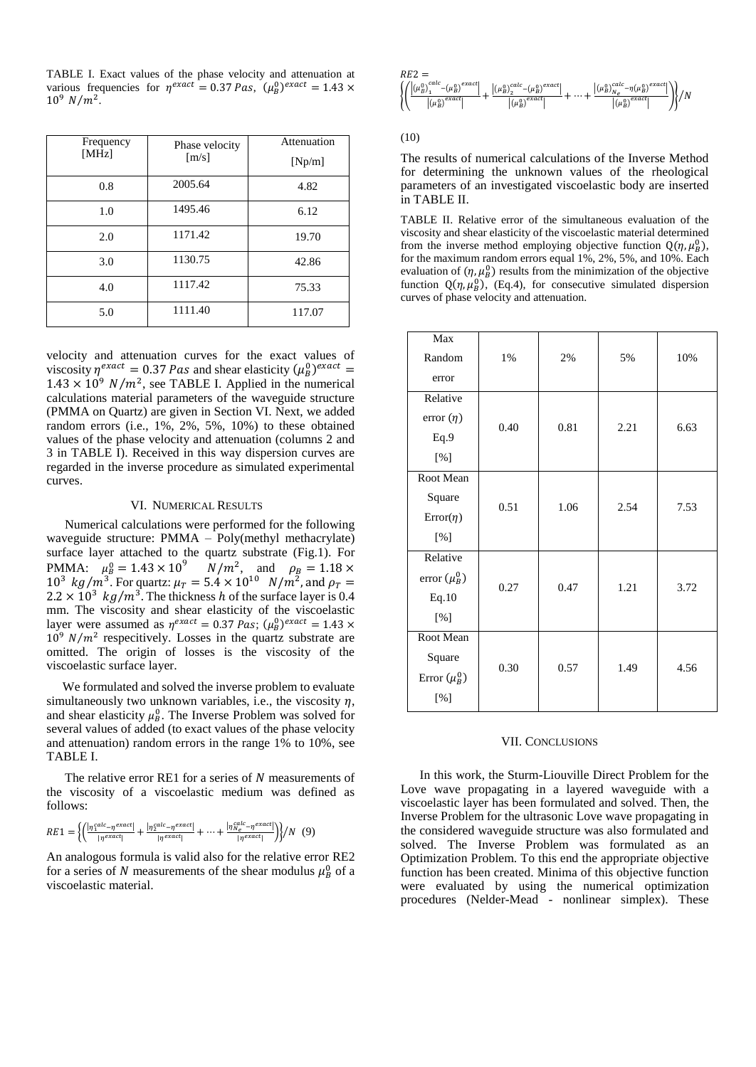TABLE I. Exact values of the phase velocity and attenuation at various frequencies for $\eta^{exact} = 0.37\ Pas$, $(\mu_B^0)^{exact} = 1.43 \times 10^9\ N/m^2$.

| Frequency [MHz] | Phase velocity [m/s] | Attenuation [Np/m] |
|---|---|---|
| 0.8 | 2005.64 | 4.82 |
| 1.0 | 1495.46 | 6.12 |
| 2.0 | 1171.42 | 19.70 |
| 3.0 | 1130.75 | 42.86 |
| 4.0 | 1117.42 | 75.33 |
| 5.0 | 1111.40 | 117.07 |

velocity and attenuation curves for the exact values of viscosity $\eta^{exact} = 0.37\ Pas$ and shear elasticity $(\mu_B^0)^{exact} = 1.43 \times 10^9\ N/m^2$, see TABLE I. Applied in the numerical calculations material parameters of the waveguide structure (PMMA on Quartz) are given in Section VI. Next, we added random errors (i.e., 1%, 2%, 5%, 10%) to these obtained values of the phase velocity and attenuation (columns 2 and 3 in TABLE I). Received in this way dispersion curves are regarded in the inverse procedure as simulated experimental curves.

## VI. Numerical Results

Numerical calculations were performed for the following waveguide structure: PMMA – Poly(methyl methacrylate) surface layer attached to the quartz substrate (Fig.1). For PMMA: $\mu_B^0 = 1.43 \times 10^9\ N/m^2$, and $\rho_B = 1.18 \times 10^3\ kg/m^3$. For quartz: $\mu_T = 5.4 \times 10^{10}\ N/m^2$, and $\rho_T = 2.2 \times 10^3\ kg/m^3$. The thickness $h$ of the surface layer is 0.4 mm. The viscosity and shear elasticity of the viscoelastic layer were assumed as $\eta^{exact} = 0.37\ Pas$; $(\mu_B^0)^{exact} = 1.43 \times 10^9\ N/m^2$ respecitively. Losses in the quartz substrate are omitted. The origin of losses is the viscosity of the viscoelastic surface layer.

We formulated and solved the inverse problem to evaluate simultaneously two unknown variables, i.e., the viscosity $\eta$, and shear elasticity $\mu_B^0$. The Inverse Problem was solved for several values of added (to exact values of the phase velocity and attenuation) random errors in the range 1% to 10%, see TABLE I.

The relative error RE1 for a series of $N$ measurements of the viscosity of a viscoelastic medium was defined as follows:

$$RE1 = \left\{\left(\frac{|\eta_1^{calc} - \eta^{exact}|}{|\eta^{exact}|} + \frac{|\eta_2^{calc} - \eta^{exact}|}{|\eta^{exact}|} + \cdots + \frac{|\eta_{N_e}^{calc} - \eta^{exact}|}{|\eta^{exact}|}\right)\right\}/N \quad (9)$$

An analogous formula is valid also for the relative error RE2 for a series of $N$ measurements of the shear modulus $\mu_B^0$ of a viscoelastic material.

$$RE2 = \left\{\left(\frac{\left|(\mu_B^0)_1^{calc} - (\mu_B^0)^{exact}\right|}{\left|(\mu_B^0)^{exact}\right|} + \frac{\left|(\mu_B^0)_2^{calc} - (\mu_B^0)^{exact}\right|}{\left|(\mu_B^0)^{exact}\right|} + \cdots + \frac{\left|(\mu_B^0)_{N_e}^{calc} - \eta(\mu_B^0)^{exact}\right|}{\left|(\mu_B^0)^{exact}\right|}\right)\right\}/N$$

(10)

The results of numerical calculations of the Inverse Method for determining the unknown values of the rheological parameters of an investigated viscoelastic body are inserted in TABLE II.

TABLE II. Relative error of the simultaneous evaluation of the viscosity and shear elasticity of the viscoelastic material determined from the inverse method employing objective function $Q(\eta, \mu_B^0)$, for the maximum random errors equal 1%, 2%, 5%, and 10%. Each evaluation of $(\eta, \mu_B^0)$ results from the minimization of the objective function $Q(\eta, \mu_B^0)$, (Eq.4), for consecutive simulated dispersion curves of phase velocity and attenuation.

| Max Random error | 1% | 2% | 5% | 10% |
|---|---|---|---|---|
| Relative error ($\eta$) Eq.9 [%] | 0.40 | 0.81 | 2.21 | 6.63 |
| Root Mean Square Error($\eta$) [%] | 0.51 | 1.06 | 2.54 | 7.53 |
| Relative error ($\mu_B^0$) Eq.10 [%] | 0.27 | 0.47 | 1.21 | 3.72 |
| Root Mean Square Error ($\mu_B^0$) [%] | 0.30 | 0.57 | 1.49 | 4.56 |

## VII. Conclusions

In this work, the Sturm-Liouville Direct Problem for the Love wave propagating in a layered waveguide with a viscoelastic layer has been formulated and solved. Then, the Inverse Problem for the ultrasonic Love wave propagating in the considered waveguide structure was also formulated and solved. The Inverse Problem was formulated as an Optimization Problem. To this end the appropriate objective function has been created. Minima of this objective function were evaluated by using the numerical optimization procedures (Nelder-Mead - nonlinear simplex). These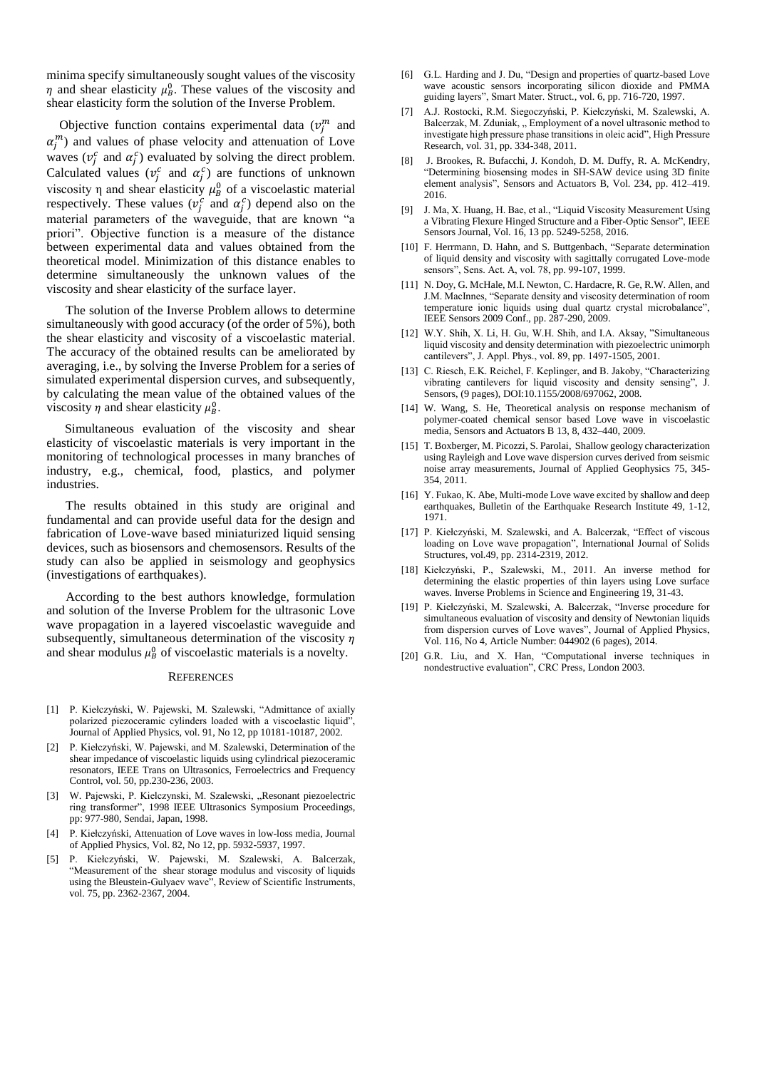minima specify simultaneously sought values of the viscosity $\eta$ and shear elasticity $\mu_B^0$. These values of the viscosity and shear elasticity form the solution of the Inverse Problem.

Objective function contains experimental data ($v_j^m$ and $\alpha_j^m$) and values of phase velocity and attenuation of Love waves ($v_j^c$ and $\alpha_j^c$) evaluated by solving the direct problem. Calculated values ($v_j^c$ and $\alpha_j^c$) are functions of unknown viscosity η and shear elasticity $\mu_B^0$ of a viscoelastic material respectively. These values ($v_j^c$ and $\alpha_j^c$) depend also on the material parameters of the waveguide, that are known "a priori". Objective function is a measure of the distance between experimental data and values obtained from the theoretical model. Minimization of this distance enables to determine simultaneously the unknown values of the viscosity and shear elasticity of the surface layer.

The solution of the Inverse Problem allows to determine simultaneously with good accuracy (of the order of 5%), both the shear elasticity and viscosity of a viscoelastic material. The accuracy of the obtained results can be ameliorated by averaging, i.e., by solving the Inverse Problem for a series of simulated experimental dispersion curves, and subsequently, by calculating the mean value of the obtained values of the viscosity $\eta$ and shear elasticity $\mu_B^0$.

Simultaneous evaluation of the viscosity and shear elasticity of viscoelastic materials is very important in the monitoring of technological processes in many branches of industry, e.g., chemical, food, plastics, and polymer industries.

The results obtained in this study are original and fundamental and can provide useful data for the design and fabrication of Love-wave based miniaturized liquid sensing devices, such as biosensors and chemosensors. Results of the study can also be applied in seismology and geophysics (investigations of earthquakes).

According to the best authors knowledge, formulation and solution of the Inverse Problem for the ultrasonic Love wave propagation in a layered viscoelastic waveguide and subsequently, simultaneous determination of the viscosity $\eta$ and shear modulus $\mu_B^0$ of viscoelastic materials is a novelty.

## REFERENCES

[1] P. Kiełczyński, W. Pajewski, M. Szalewski, "Admittance of axially polarized piezoceramic cylinders loaded with a viscoelastic liquid", Journal of Applied Physics, vol. 91, No 12, pp 10181-10187, 2002.

[2] P. Kiełczyński, W. Pajewski, and M. Szalewski, Determination of the shear impedance of viscoelastic liquids using cylindrical piezoceramic resonators, IEEE Trans on Ultrasonics, Ferroelectrics and Frequency Control, vol. 50, pp.230-236, 2003.

[3] W. Pajewski, P. Kielczynski, M. Szalewski, „Resonant piezoelectric ring transformer", 1998 IEEE Ultrasonics Symposium Proceedings, pp: 977-980, Sendai, Japan, 1998.

[4] P. Kiełczyński, Attenuation of Love waves in low-loss media, Journal of Applied Physics, Vol. 82, No 12, pp. 5932-5937, 1997.

[5] P. Kiełczyński, W. Pajewski, M. Szalewski, A. Balcerzak, "Measurement of the shear storage modulus and viscosity of liquids using the Bleustein-Gulyaev wave", Review of Scientific Instruments, vol. 75, pp. 2362-2367, 2004.

[6] G.L. Harding and J. Du, "Design and properties of quartz-based Love wave acoustic sensors incorporating silicon dioxide and PMMA guiding layers", Smart Mater. Struct., vol. 6, pp. 716-720, 1997.

[7] A.J. Rostocki, R.M. Siegoczyński, P. Kiełczyński, M. Szalewski, A. Balcerzak, M. Zduniak, „ Employment of a novel ultrasonic method to investigate high pressure phase transitions in oleic acid", High Pressure Research, vol. 31, pp. 334-348, 2011.

[8] J. Brookes, R. Bufacchi, J. Kondoh, D. M. Duffy, R. A. McKendry, "Determining biosensing modes in SH-SAW device using 3D finite element analysis", Sensors and Actuators B, Vol. 234, pp. 412–419. 2016.

[9] J. Ma, X. Huang, H. Bae, et al., "Liquid Viscosity Measurement Using a Vibrating Flexure Hinged Structure and a Fiber-Optic Sensor", IEEE Sensors Journal, Vol. 16, 13 pp. 5249-5258, 2016.

[10] F. Herrmann, D. Hahn, and S. Buttgenbach, "Separate determination of liquid density and viscosity with sagittally corrugated Love-mode sensors", Sens. Act. A, vol. 78, pp. 99-107, 1999.

[11] N. Doy, G. McHale, M.I. Newton, C. Hardacre, R. Ge, R.W. Allen, and J.M. MacInnes, "Separate density and viscosity determination of room temperature ionic liquids using dual quartz crystal microbalance", IEEE Sensors 2009 Conf., pp. 287-290, 2009.

[12] W.Y. Shih, X. Li, H. Gu, W.H. Shih, and I.A. Aksay, "Simultaneous liquid viscosity and density determination with piezoelectric unimorph cantilevers", J. Appl. Phys., vol. 89, pp. 1497-1505, 2001.

[13] C. Riesch, E.K. Reichel, F. Keplinger, and B. Jakoby, "Characterizing vibrating cantilevers for liquid viscosity and density sensing", J. Sensors, (9 pages), DOI:10.1155/2008/697062, 2008.

[14] W. Wang, S. He, Theoretical analysis on response mechanism of polymer-coated chemical sensor based Love wave in viscoelastic media, Sensors and Actuators B 13, 8, 432–440, 2009.

[15] T. Boxberger, M. Picozzi, S. Parolai, Shallow geology characterization using Rayleigh and Love wave dispersion curves derived from seismic noise array measurements, Journal of Applied Geophysics 75, 345-354, 2011.

[16] Y. Fukao, K. Abe, Multi-mode Love wave excited by shallow and deep earthquakes, Bulletin of the Earthquake Research Institute 49, 1-12, 1971.

[17] P. Kiełczyński, M. Szalewski, and A. Balcerzak, "Effect of viscous loading on Love wave propagation", International Journal of Solids Structures, vol.49, pp. 2314-2319, 2012.

[18] Kiełczyński, P., Szalewski, M., 2011. An inverse method for determining the elastic properties of thin layers using Love surface waves. Inverse Problems in Science and Engineering 19, 31-43.

[19] P. Kiełczyński, M. Szalewski, A. Balcerzak, "Inverse procedure for simultaneous evaluation of viscosity and density of Newtonian liquids from dispersion curves of Love waves", Journal of Applied Physics, Vol. 116, No 4, Article Number: 044902 (6 pages), 2014.

[20] G.R. Liu, and X. Han, "Computational inverse techniques in nondestructive evaluation", CRC Press, London 2003.